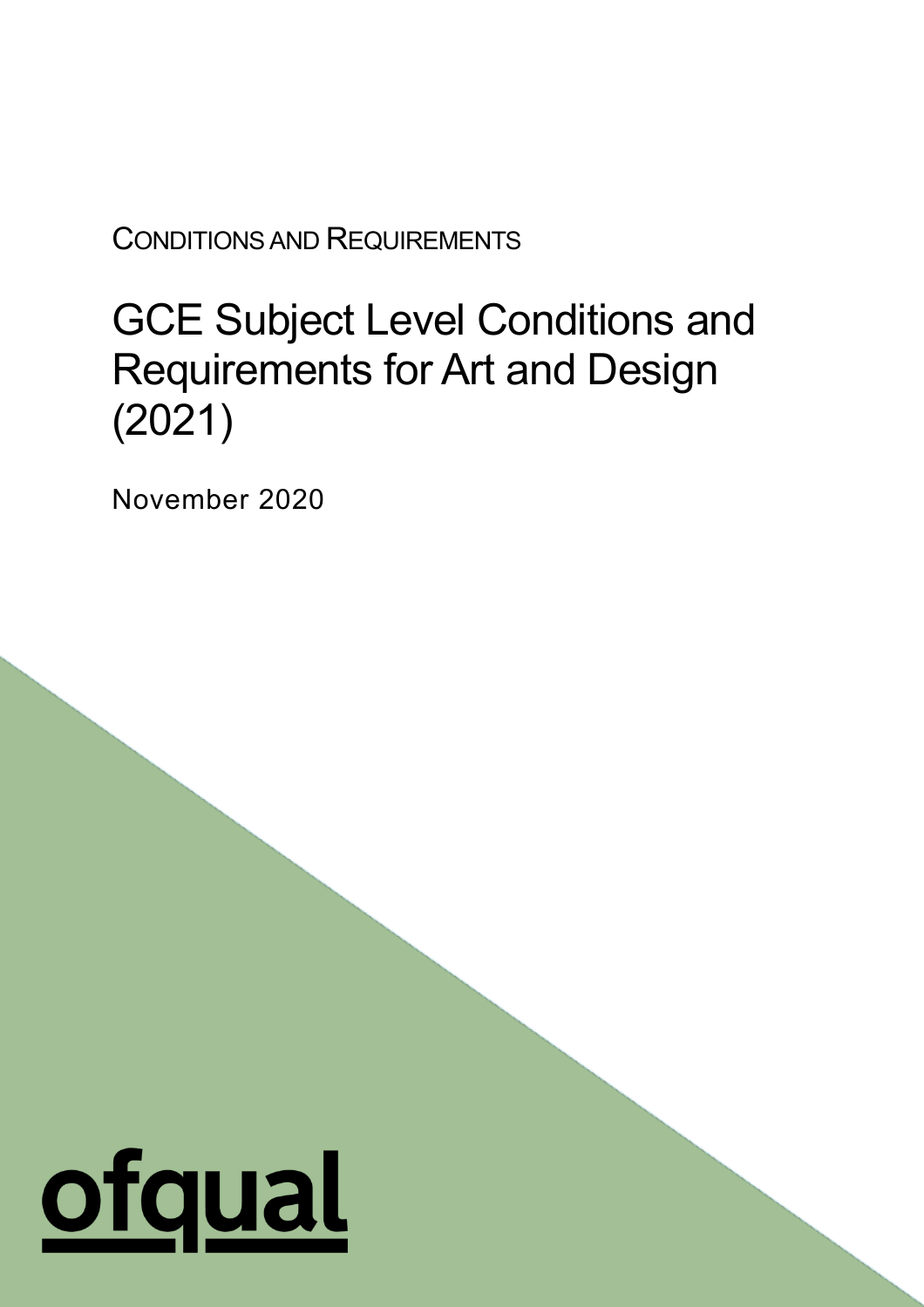CONDITIONS AND REQUIREMENTS

# GCE Subject Level Conditions and Requirements for Art and Design (2021)

November 2020

ofqual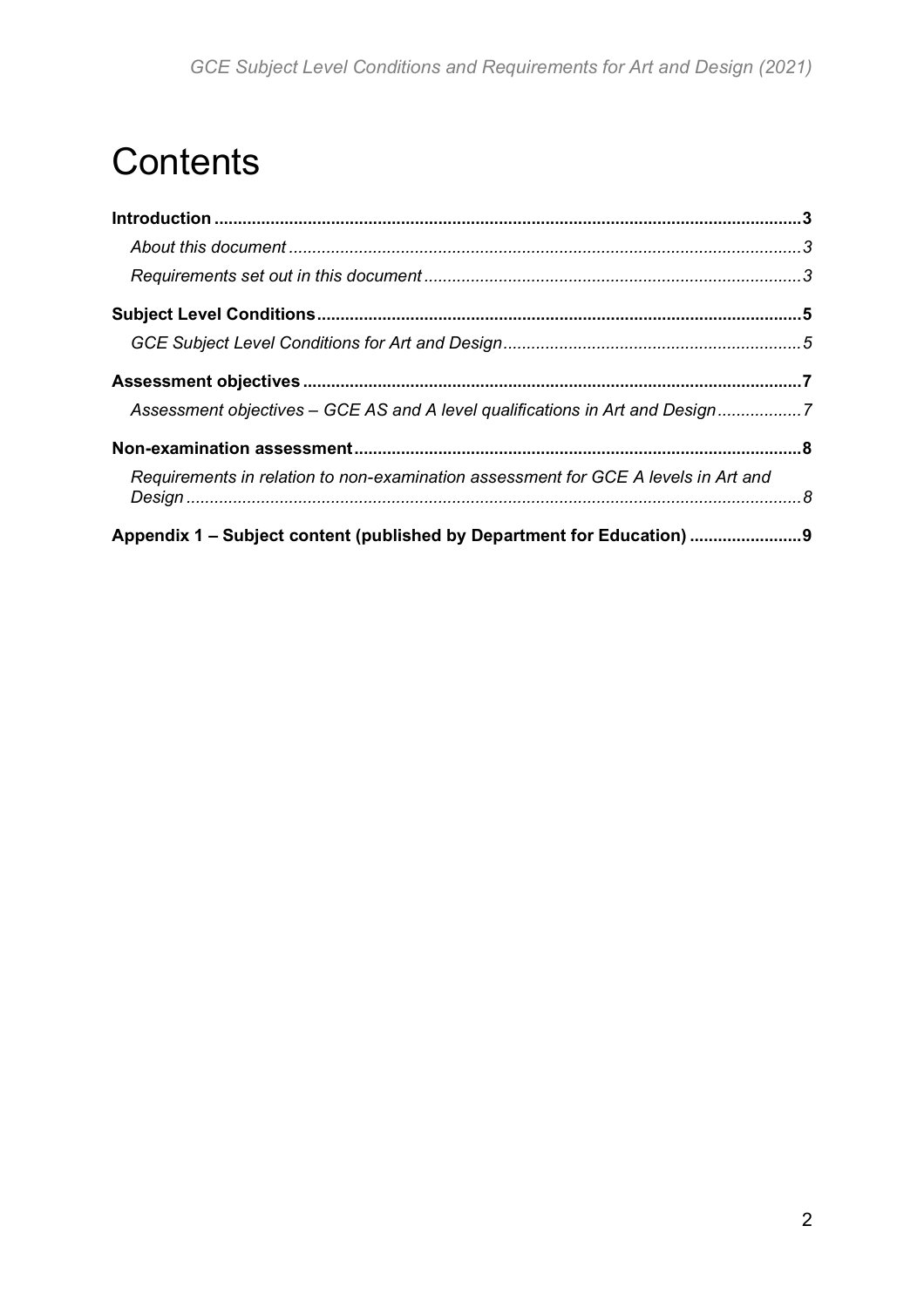# Contents

**Introduction** ..... **3**

*About this document* ..... *3*

*Requirements set out in this document* ..... *3*

**Subject Level Conditions** ..... **5**

*GCE Subject Level Conditions for Art and Design* ..... *5*

**Assessment objectives** ..... **7**

*Assessment objectives – GCE AS and A level qualifications in Art and Design* ..... *7*

**Non-examination assessment** ..... **8**

*Requirements in relation to non-examination assessment for GCE A levels in Art and Design* ..... *8*

**Appendix 1 – Subject content (published by Department for Education)** ..... **9**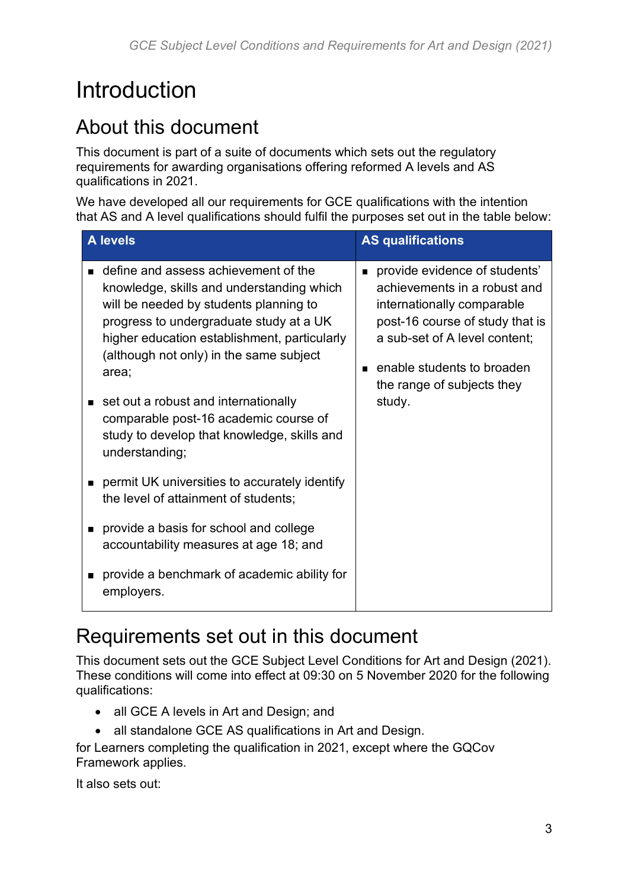# Introduction

## About this document

This document is part of a suite of documents which sets out the regulatory requirements for awarding organisations offering reformed A levels and AS qualifications in 2021.

We have developed all our requirements for GCE qualifications with the intention that AS and A level qualifications should fulfil the purposes set out in the table below:

| A levels | AS qualifications |
|---|---|
| ▪ define and assess achievement of the knowledge, skills and understanding which will be needed by students planning to progress to undergraduate study at a UK higher education establishment, particularly (although not only) in the same subject area;<br><br>▪ set out a robust and internationally comparable post-16 academic course of study to develop that knowledge, skills and understanding;<br><br>▪ permit UK universities to accurately identify the level of attainment of students;<br><br>▪ provide a basis for school and college accountability measures at age 18; and<br><br>▪ provide a benchmark of academic ability for employers. | ▪ provide evidence of students' achievements in a robust and internationally comparable post-16 course of study that is a sub-set of A level content;<br><br>▪ enable students to broaden the range of subjects they study. |

## Requirements set out in this document

This document sets out the GCE Subject Level Conditions for Art and Design (2021). These conditions will come into effect at 09:30 on 5 November 2020 for the following qualifications:

- all GCE A levels in Art and Design; and
- all standalone GCE AS qualifications in Art and Design.

for Learners completing the qualification in 2021, except where the GQCov Framework applies.

It also sets out: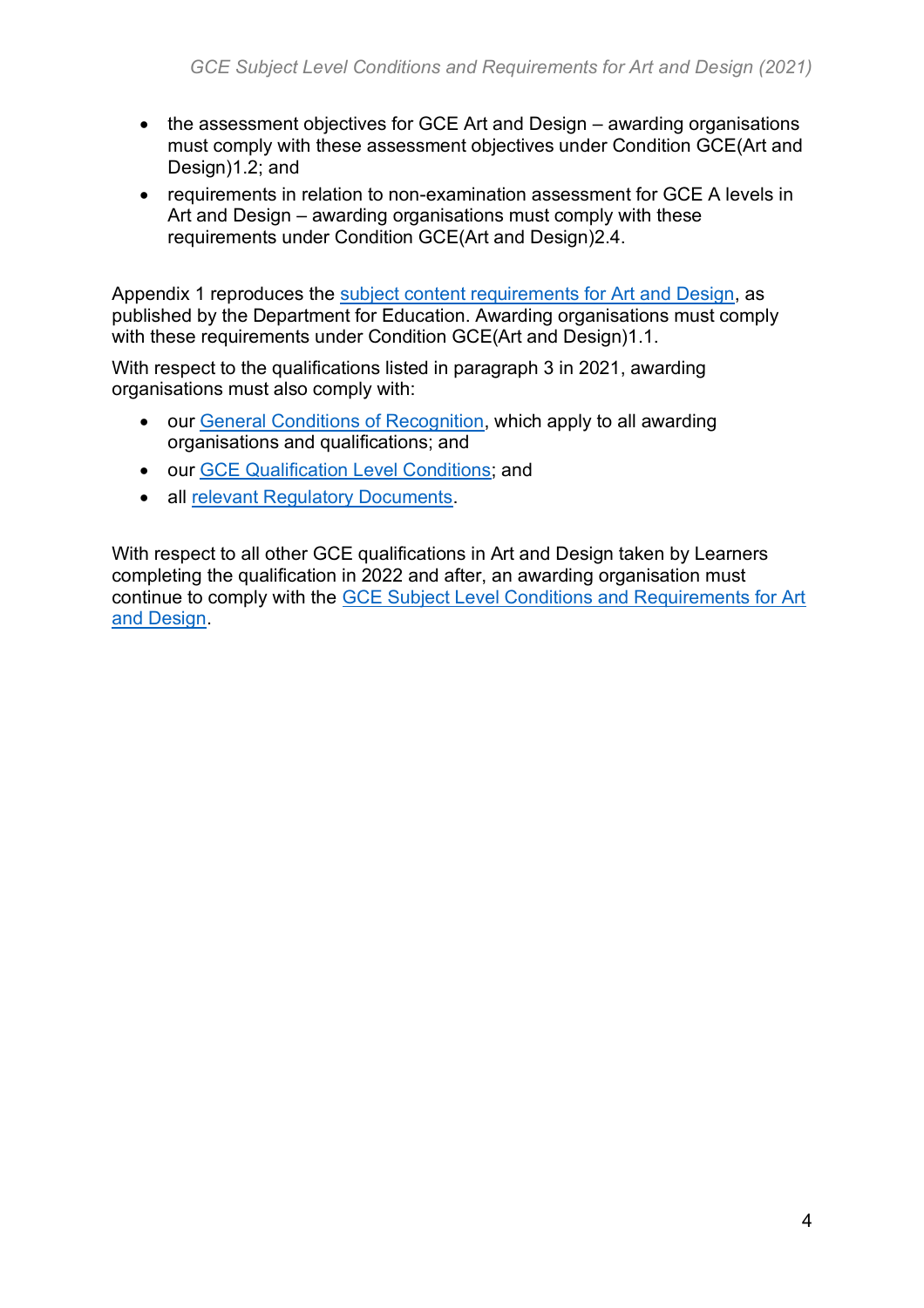- the assessment objectives for GCE Art and Design – awarding organisations must comply with these assessment objectives under Condition GCE(Art and Design)1.2; and
- requirements in relation to non-examination assessment for GCE A levels in Art and Design – awarding organisations must comply with these requirements under Condition GCE(Art and Design)2.4.

Appendix 1 reproduces the subject content requirements for Art and Design, as published by the Department for Education. Awarding organisations must comply with these requirements under Condition GCE(Art and Design)1.1.

With respect to the qualifications listed in paragraph 3 in 2021, awarding organisations must also comply with:

- our General Conditions of Recognition, which apply to all awarding organisations and qualifications; and
- our GCE Qualification Level Conditions; and
- all relevant Regulatory Documents.

With respect to all other GCE qualifications in Art and Design taken by Learners completing the qualification in 2022 and after, an awarding organisation must continue to comply with the GCE Subject Level Conditions and Requirements for Art and Design.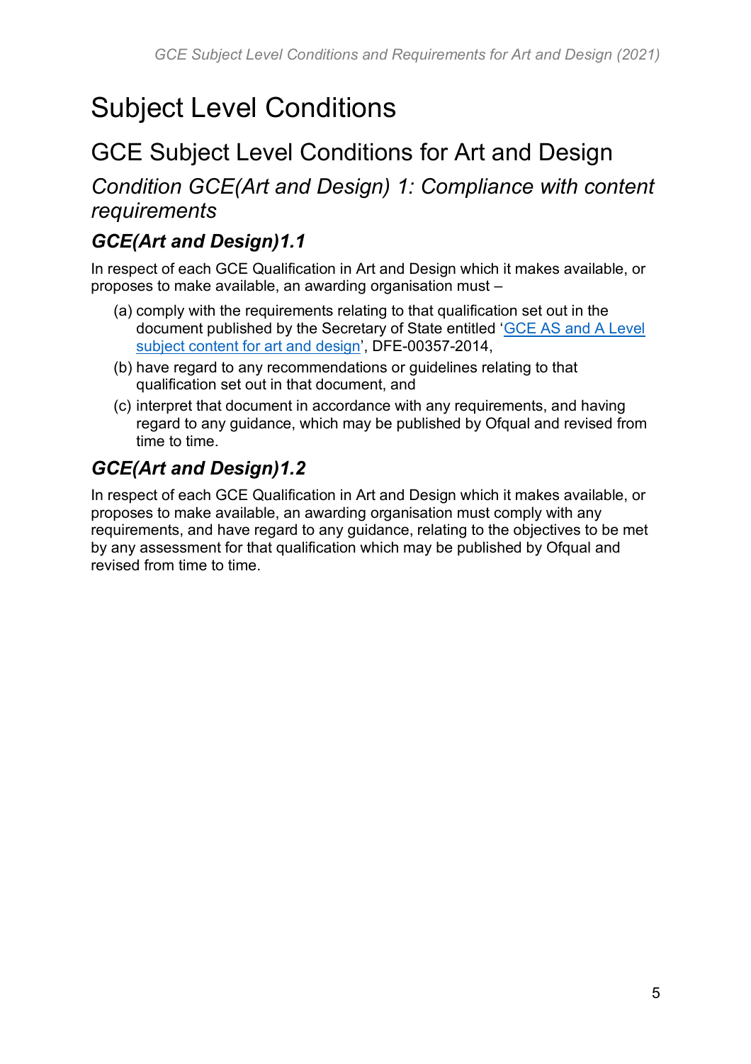# Subject Level Conditions

## GCE Subject Level Conditions for Art and Design

### *Condition GCE(Art and Design) 1: Compliance with content requirements*

#### ***GCE(Art and Design)1.1***

In respect of each GCE Qualification in Art and Design which it makes available, or proposes to make available, an awarding organisation must –

(a) comply with the requirements relating to that qualification set out in the document published by the Secretary of State entitled 'GCE AS and A Level subject content for art and design', DFE-00357-2014,

(b) have regard to any recommendations or guidelines relating to that qualification set out in that document, and

(c) interpret that document in accordance with any requirements, and having regard to any guidance, which may be published by Ofqual and revised from time to time.

#### ***GCE(Art and Design)1.2***

In respect of each GCE Qualification in Art and Design which it makes available, or proposes to make available, an awarding organisation must comply with any requirements, and have regard to any guidance, relating to the objectives to be met by any assessment for that qualification which may be published by Ofqual and revised from time to time.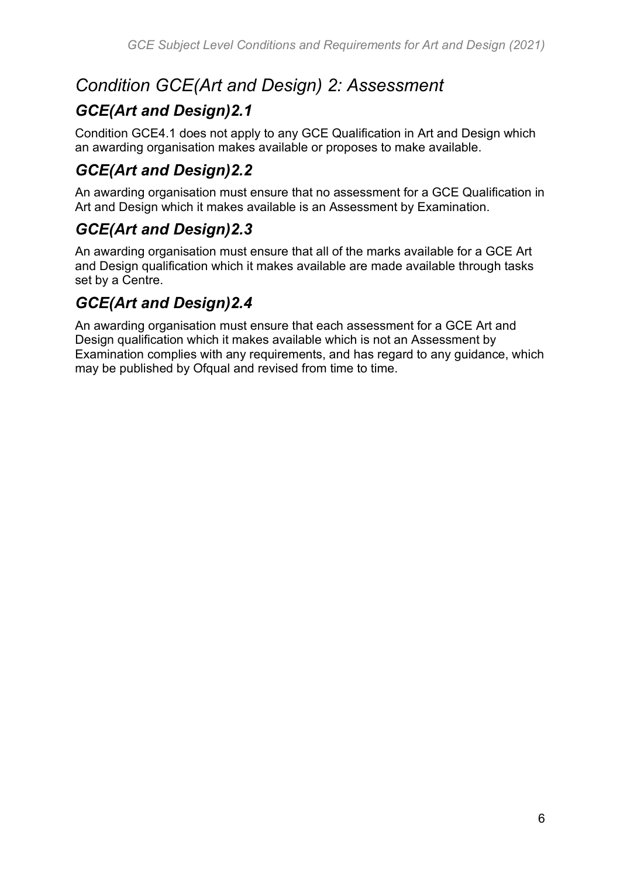## *Condition GCE(Art and Design) 2: Assessment*

### *GCE(Art and Design)2.1*

Condition GCE4.1 does not apply to any GCE Qualification in Art and Design which an awarding organisation makes available or proposes to make available.

### *GCE(Art and Design)2.2*

An awarding organisation must ensure that no assessment for a GCE Qualification in Art and Design which it makes available is an Assessment by Examination.

### *GCE(Art and Design)2.3*

An awarding organisation must ensure that all of the marks available for a GCE Art and Design qualification which it makes available are made available through tasks set by a Centre.

### *GCE(Art and Design)2.4*

An awarding organisation must ensure that each assessment for a GCE Art and Design qualification which it makes available which is not an Assessment by Examination complies with any requirements, and has regard to any guidance, which may be published by Ofqual and revised from time to time.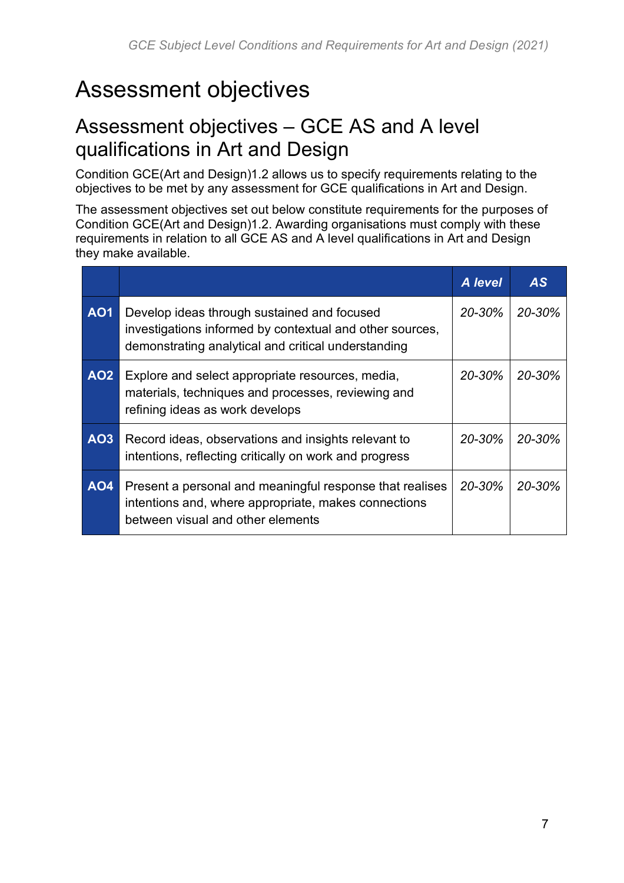# Assessment objectives

## Assessment objectives – GCE AS and A level qualifications in Art and Design

Condition GCE(Art and Design)1.2 allows us to specify requirements relating to the objectives to be met by any assessment for GCE qualifications in Art and Design.

The assessment objectives set out below constitute requirements for the purposes of Condition GCE(Art and Design)1.2. Awarding organisations must comply with these requirements in relation to all GCE AS and A level qualifications in Art and Design they make available.

| | | *A level* | *AS* |
|---|---|---|---|
| **AO1** | Develop ideas through sustained and focused investigations informed by contextual and other sources, demonstrating analytical and critical understanding | *20-30%* | *20-30%* |
| **AO2** | Explore and select appropriate resources, media, materials, techniques and processes, reviewing and refining ideas as work develops | *20-30%* | *20-30%* |
| **AO3** | Record ideas, observations and insights relevant to intentions, reflecting critically on work and progress | *20-30%* | *20-30%* |
| **AO4** | Present a personal and meaningful response that realises intentions and, where appropriate, makes connections between visual and other elements | *20-30%* | *20-30%* |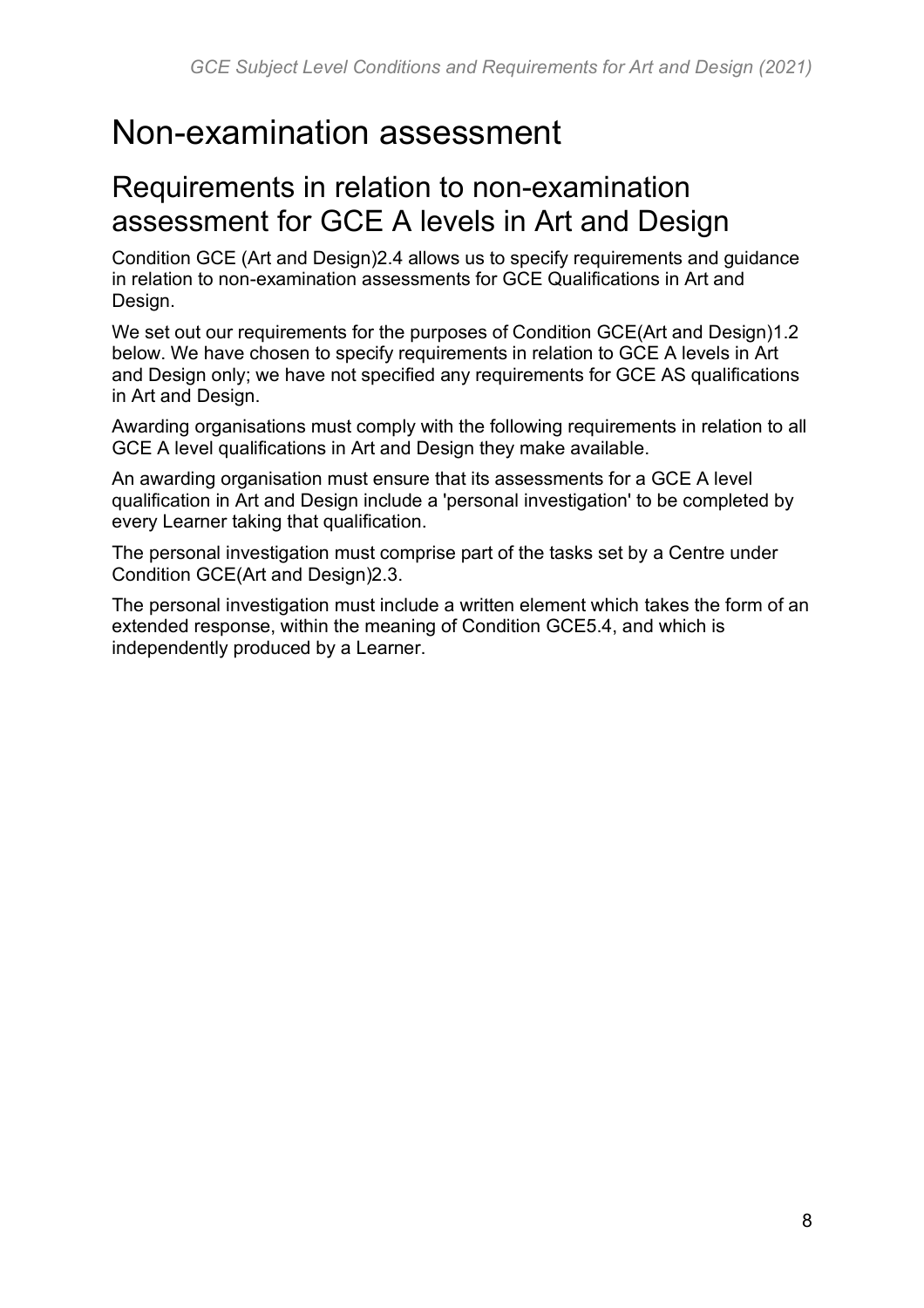# Non-examination assessment

## Requirements in relation to non-examination assessment for GCE A levels in Art and Design

Condition GCE (Art and Design)2.4 allows us to specify requirements and guidance in relation to non-examination assessments for GCE Qualifications in Art and Design.

We set out our requirements for the purposes of Condition GCE(Art and Design)1.2 below. We have chosen to specify requirements in relation to GCE A levels in Art and Design only; we have not specified any requirements for GCE AS qualifications in Art and Design.

Awarding organisations must comply with the following requirements in relation to all GCE A level qualifications in Art and Design they make available.

An awarding organisation must ensure that its assessments for a GCE A level qualification in Art and Design include a 'personal investigation' to be completed by every Learner taking that qualification.

The personal investigation must comprise part of the tasks set by a Centre under Condition GCE(Art and Design)2.3.

The personal investigation must include a written element which takes the form of an extended response, within the meaning of Condition GCE5.4, and which is independently produced by a Learner.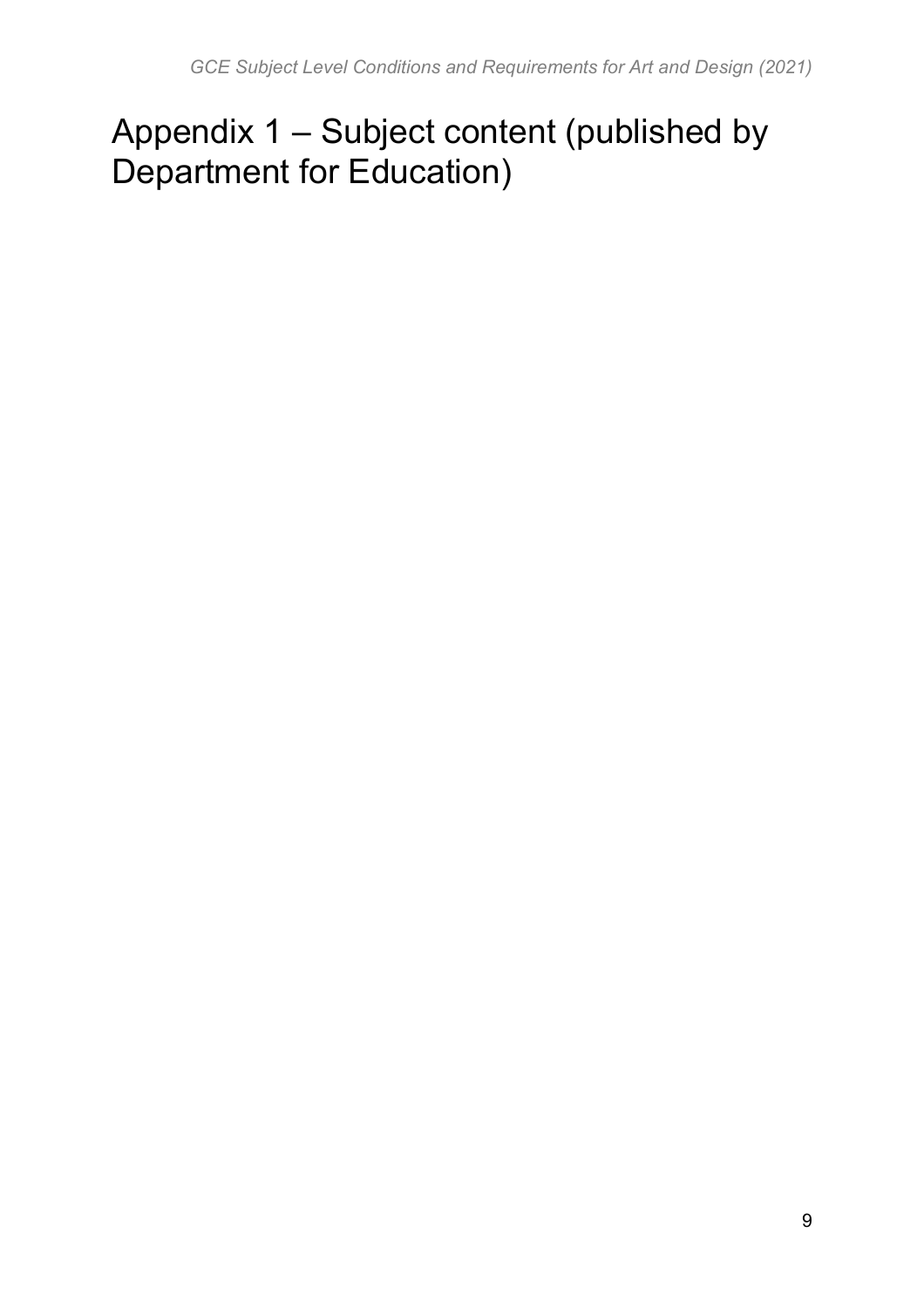# Appendix 1 – Subject content (published by Department for Education)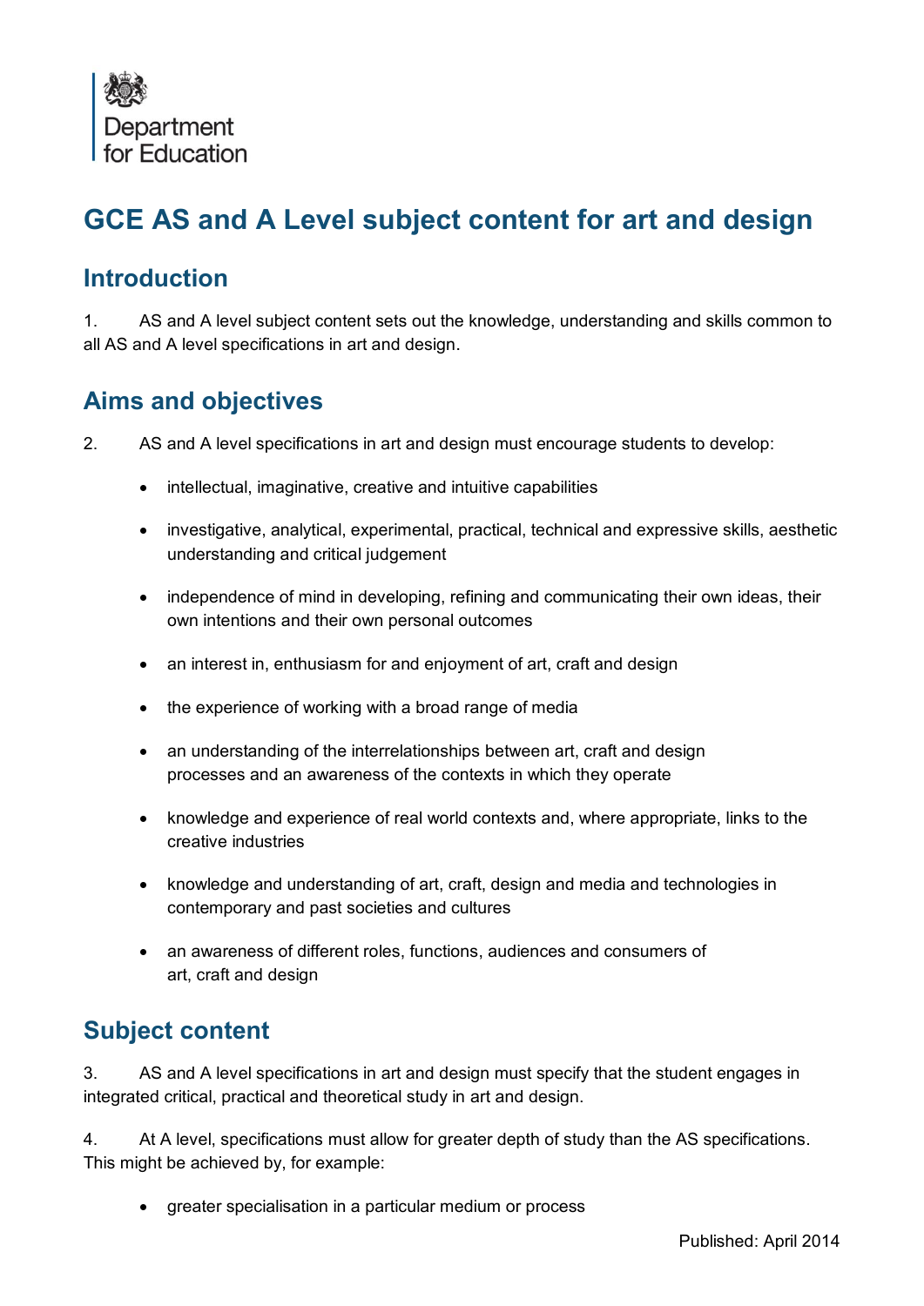Department for Education

# GCE AS and A Level subject content for art and design

## Introduction

1. AS and A level subject content sets out the knowledge, understanding and skills common to all AS and A level specifications in art and design.

## Aims and objectives

2. AS and A level specifications in art and design must encourage students to develop:

- intellectual, imaginative, creative and intuitive capabilities
- investigative, analytical, experimental, practical, technical and expressive skills, aesthetic understanding and critical judgement
- independence of mind in developing, refining and communicating their own ideas, their own intentions and their own personal outcomes
- an interest in, enthusiasm for and enjoyment of art, craft and design
- the experience of working with a broad range of media
- an understanding of the interrelationships between art, craft and design processes and an awareness of the contexts in which they operate
- knowledge and experience of real world contexts and, where appropriate, links to the creative industries
- knowledge and understanding of art, craft, design and media and technologies in contemporary and past societies and cultures
- an awareness of different roles, functions, audiences and consumers of art, craft and design

## Subject content

3. AS and A level specifications in art and design must specify that the student engages in integrated critical, practical and theoretical study in art and design.

4. At A level, specifications must allow for greater depth of study than the AS specifications. This might be achieved by, for example:

- greater specialisation in a particular medium or process

Published: April 2014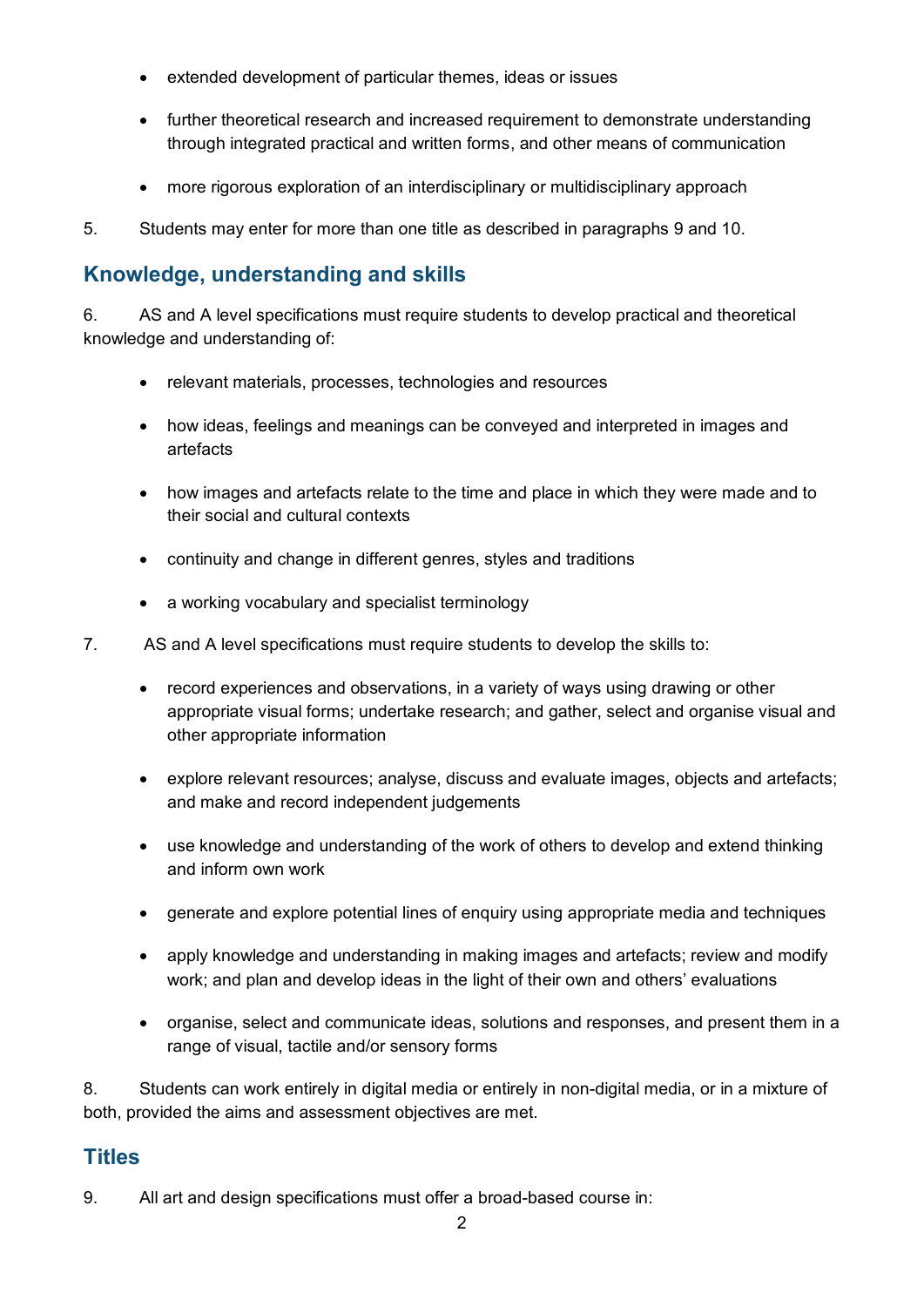- extended development of particular themes, ideas or issues
- further theoretical research and increased requirement to demonstrate understanding through integrated practical and written forms, and other means of communication
- more rigorous exploration of an interdisciplinary or multidisciplinary approach

5. Students may enter for more than one title as described in paragraphs 9 and 10.

## Knowledge, understanding and skills

6. AS and A level specifications must require students to develop practical and theoretical knowledge and understanding of:

   - relevant materials, processes, technologies and resources
   - how ideas, feelings and meanings can be conveyed and interpreted in images and artefacts
   - how images and artefacts relate to the time and place in which they were made and to their social and cultural contexts
   - continuity and change in different genres, styles and traditions
   - a working vocabulary and specialist terminology

7. AS and A level specifications must require students to develop the skills to:

   - record experiences and observations, in a variety of ways using drawing or other appropriate visual forms; undertake research; and gather, select and organise visual and other appropriate information
   - explore relevant resources; analyse, discuss and evaluate images, objects and artefacts; and make and record independent judgements
   - use knowledge and understanding of the work of others to develop and extend thinking and inform own work
   - generate and explore potential lines of enquiry using appropriate media and techniques
   - apply knowledge and understanding in making images and artefacts; review and modify work; and plan and develop ideas in the light of their own and others' evaluations
   - organise, select and communicate ideas, solutions and responses, and present them in a range of visual, tactile and/or sensory forms

8. Students can work entirely in digital media or entirely in non-digital media, or in a mixture of both, provided the aims and assessment objectives are met.

## Titles

9. All art and design specifications must offer a broad-based course in: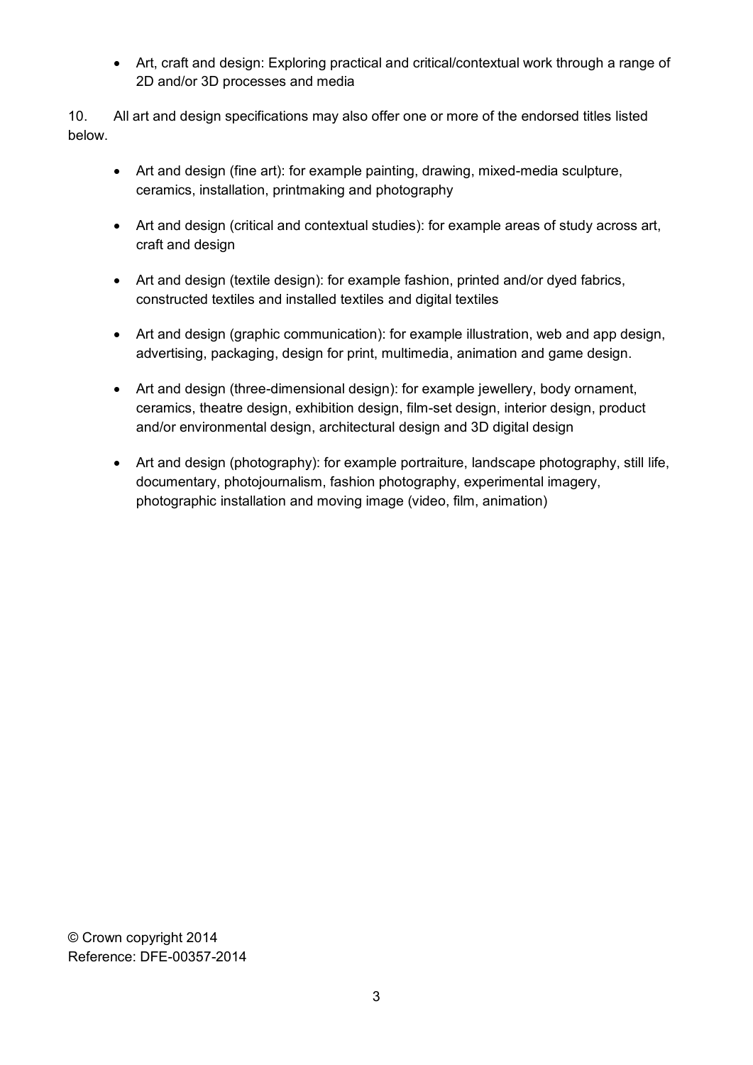- Art, craft and design: Exploring practical and critical/contextual work through a range of 2D and/or 3D processes and media

10. All art and design specifications may also offer one or more of the endorsed titles listed below.

- Art and design (fine art): for example painting, drawing, mixed-media sculpture, ceramics, installation, printmaking and photography
- Art and design (critical and contextual studies): for example areas of study across art, craft and design
- Art and design (textile design): for example fashion, printed and/or dyed fabrics, constructed textiles and installed textiles and digital textiles
- Art and design (graphic communication): for example illustration, web and app design, advertising, packaging, design for print, multimedia, animation and game design.
- Art and design (three-dimensional design): for example jewellery, body ornament, ceramics, theatre design, exhibition design, film-set design, interior design, product and/or environmental design, architectural design and 3D digital design
- Art and design (photography): for example portraiture, landscape photography, still life, documentary, photojournalism, fashion photography, experimental imagery, photographic installation and moving image (video, film, animation)

© Crown copyright 2014
Reference: DFE-00357-2014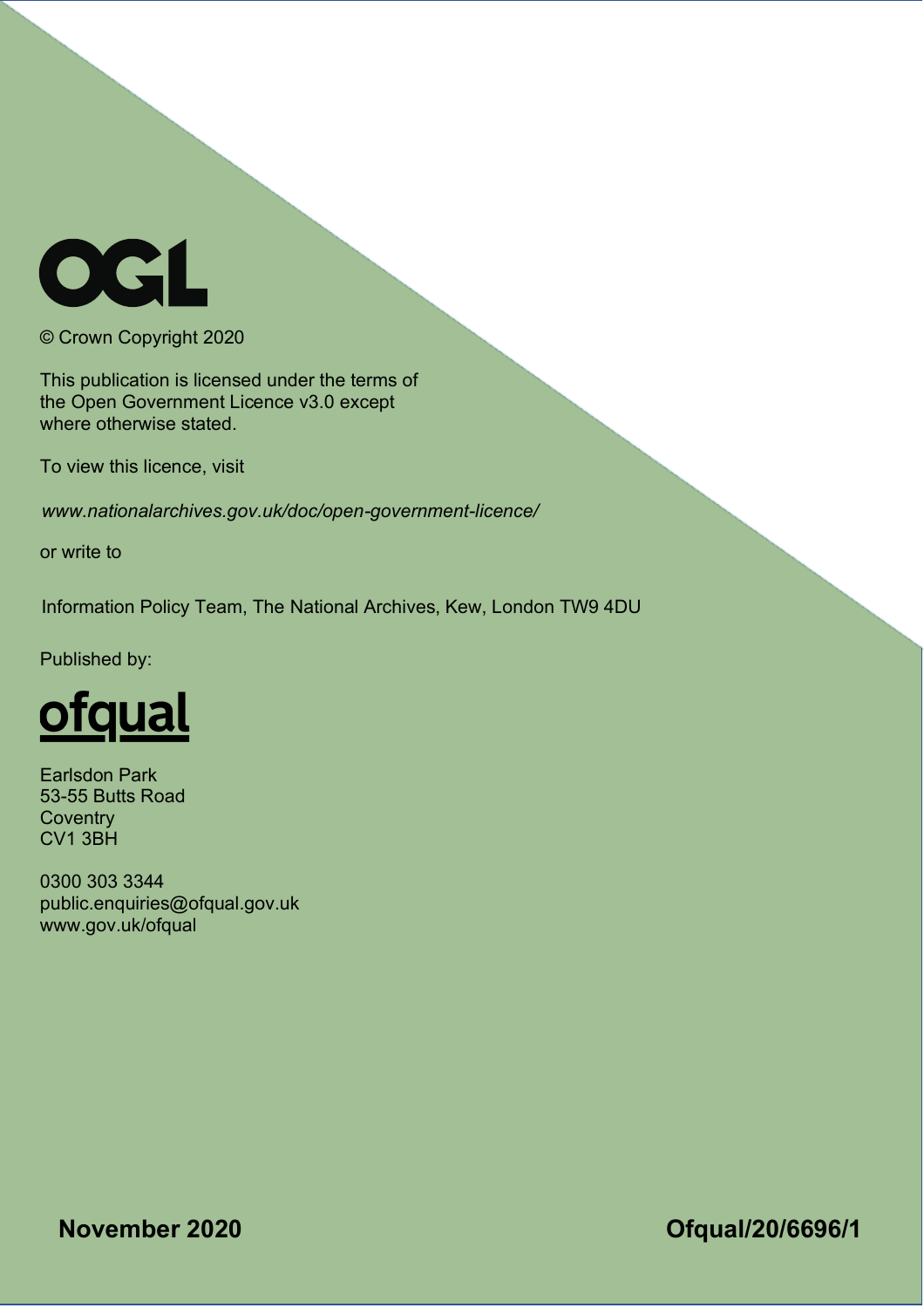OGL

© Crown Copyright 2020

This publication is licensed under the terms of the Open Government Licence v3.0 except where otherwise stated.

To view this licence, visit

*www.nationalarchives.gov.uk/doc/open-government-licence/*

or write to

Information Policy Team, The National Archives, Kew, London TW9 4DU

Published by:

ofqual

Earlsdon Park
53-55 Butts Road
Coventry
CV1 3BH

0300 303 3344
public.enquiries@ofqual.gov.uk
www.gov.uk/ofqual

**November 2020** **Ofqual/20/6696/1**